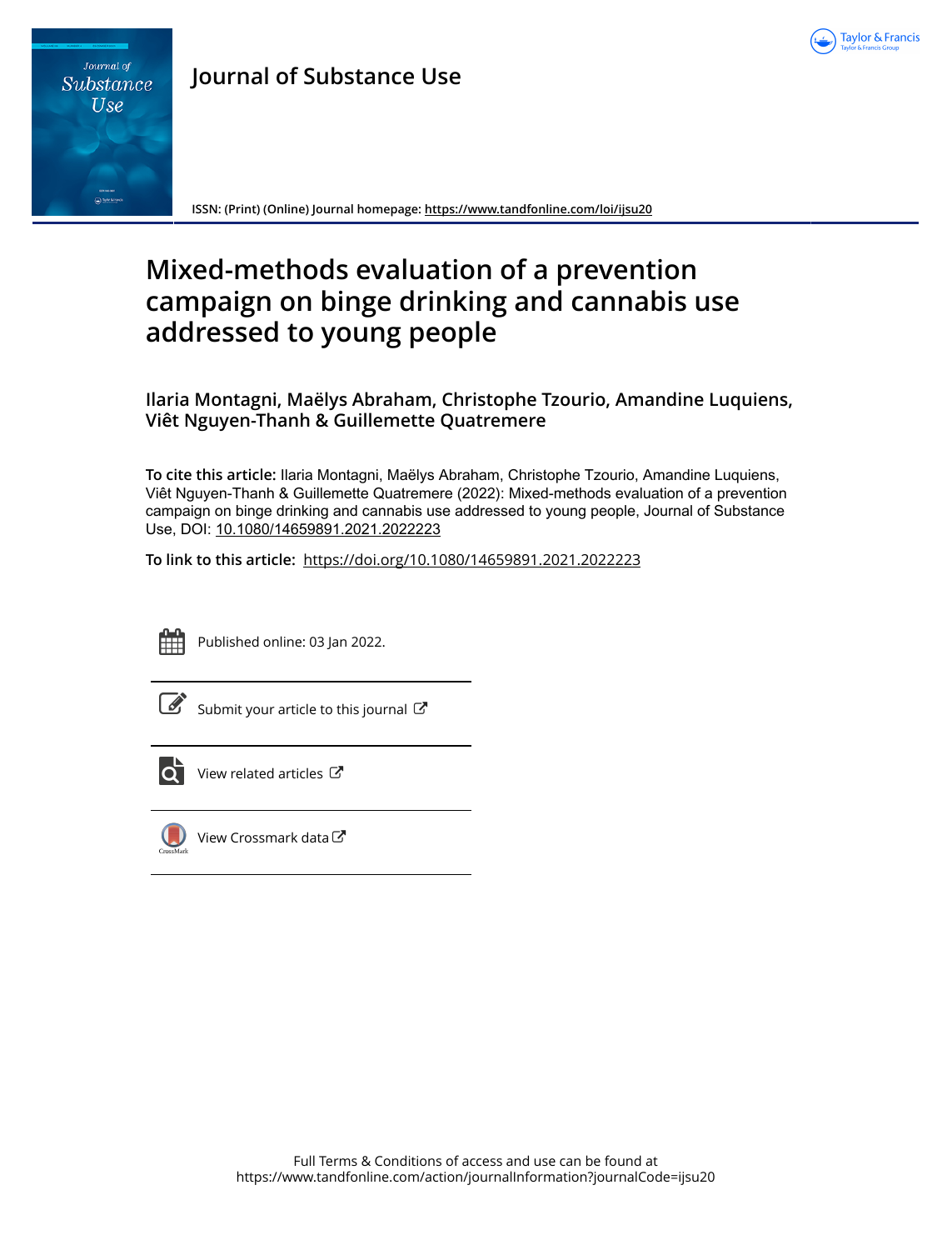# Journal of Substance Use

ISSN: (Print) (Online) Journal homepage: https://www.tandfonline.com/loi/ijsu20

# Mixed-methods evaluation of a prevention campaign on binge drinking and cannabis use addressed to young people

**Ilaria Montagni, Maëlys Abraham, Christophe Tzourio, Amandine Luquiens, Viêt Nguyen-Thanh & Guillemette Quatremere**

**To cite this article:** Ilaria Montagni, Maëlys Abraham, Christophe Tzourio, Amandine Luquiens, Viêt Nguyen-Thanh & Guillemette Quatremere (2022): Mixed-methods evaluation of a prevention campaign on binge drinking and cannabis use addressed to young people, Journal of Substance Use, DOI: 10.1080/14659891.2021.2022223

**To link to this article:** https://doi.org/10.1080/14659891.2021.2022223

Published online: 03 Jan 2022.

Submit your article to this journal

View related articles

View Crossmark data

Full Terms & Conditions of access and use can be found at https://www.tandfonline.com/action/journalInformation?journalCode=ijsu20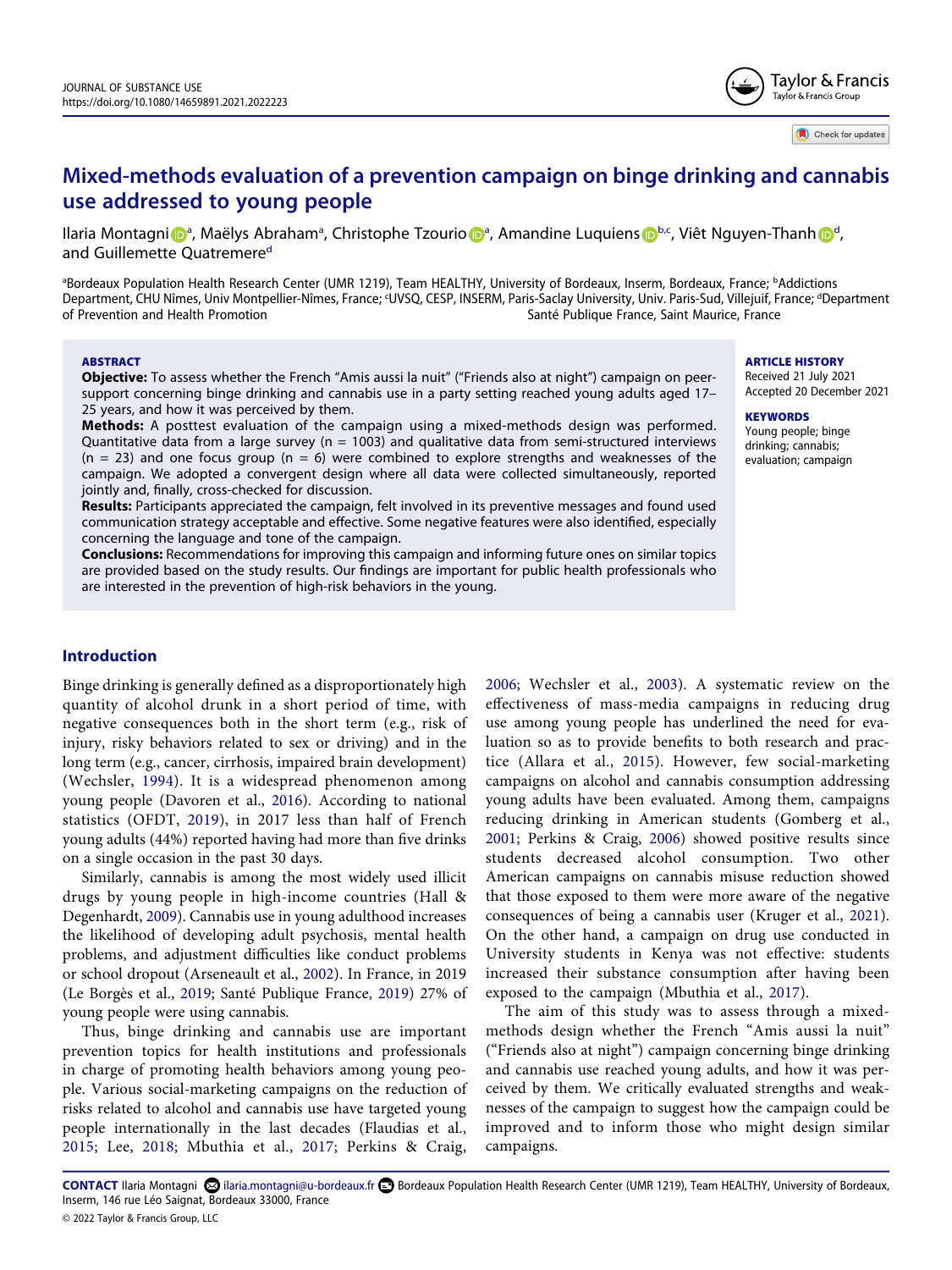# Mixed-methods evaluation of a prevention campaign on binge drinking and cannabis use addressed to young people

Ilaria Montagni[a], Maëlys Abraham[a], Christophe Tzourio[a], Amandine Luquiens[b,c], Viêt Nguyen-Thanh[d], and Guillemette Quatremere[d]

[a]Bordeaux Population Health Research Center (UMR 1219), Team HEALTHY, University of Bordeaux, Inserm, Bordeaux, France; [b]Addictions Department, CHU Nîmes, Univ Montpellier-Nîmes, France; [c]UVSQ, CESP, INSERM, Paris-Saclay University, Univ. Paris-Sud, Villejuif, France; [d]Department of Prevention and Health Promotion Santé Publique France, Saint Maurice, France

## ABSTRACT

**Objective:** To assess whether the French "Amis aussi la nuit" ("Friends also at night") campaign on peer-support concerning binge drinking and cannabis use in a party setting reached young adults aged 17–25 years, and how it was perceived by them.

**Methods:** A posttest evaluation of the campaign using a mixed-methods design was performed. Quantitative data from a large survey (n = 1003) and qualitative data from semi-structured interviews (n = 23) and one focus group (n = 6) were combined to explore strengths and weaknesses of the campaign. We adopted a convergent design where all data were collected simultaneously, reported jointly and, finally, cross-checked for discussion.

**Results:** Participants appreciated the campaign, felt involved in its preventive messages and found used communication strategy acceptable and effective. Some negative features were also identified, especially concerning the language and tone of the campaign.

**Conclusions:** Recommendations for improving this campaign and informing future ones on similar topics are provided based on the study results. Our findings are important for public health professionals who are interested in the prevention of high-risk behaviors in the young.

**ARTICLE HISTORY**
Received 21 July 2021
Accepted 20 December 2021

**KEYWORDS**
Young people; binge drinking; cannabis; evaluation; campaign

## Introduction

Binge drinking is generally defined as a disproportionately high quantity of alcohol drunk in a short period of time, with negative consequences both in the short term (e.g., risk of injury, risky behaviors related to sex or driving) and in the long term (e.g., cancer, cirrhosis, impaired brain development) (Wechsler, 1994). It is a widespread phenomenon among young people (Davoren et al., 2016). According to national statistics (OFDT, 2019), in 2017 less than half of French young adults (44%) reported having had more than five drinks on a single occasion in the past 30 days.

Similarly, cannabis is among the most widely used illicit drugs by young people in high-income countries (Hall & Degenhardt, 2009). Cannabis use in young adulthood increases the likelihood of developing adult psychosis, mental health problems, and adjustment difficulties like conduct problems or school dropout (Arseneault et al., 2002). In France, in 2019 (Le Borgès et al., 2019; Santé Publique France, 2019) 27% of young people were using cannabis.

Thus, binge drinking and cannabis use are important prevention topics for health institutions and professionals in charge of promoting health behaviors among young people. Various social-marketing campaigns on the reduction of risks related to alcohol and cannabis use have targeted young people internationally in the last decades (Flaudias et al., 2015; Lee, 2018; Mbuthia et al., 2017; Perkins & Craig, 2006; Wechsler et al., 2003). A systematic review on the effectiveness of mass-media campaigns in reducing drug use among young people has underlined the need for evaluation so as to provide benefits to both research and practice (Allara et al., 2015). However, few social-marketing campaigns on alcohol and cannabis consumption addressing young adults have been evaluated. Among them, campaigns reducing drinking in American students (Gomberg et al., 2001; Perkins & Craig, 2006) showed positive results since students decreased alcohol consumption. Two other American campaigns on cannabis misuse reduction showed that those exposed to them were more aware of the negative consequences of being a cannabis user (Kruger et al., 2021). On the other hand, a campaign on drug use conducted in University students in Kenya was not effective: students increased their substance consumption after having been exposed to the campaign (Mbuthia et al., 2017).

The aim of this study was to assess through a mixed-methods design whether the French "Amis aussi la nuit" ("Friends also at night") campaign concerning binge drinking and cannabis use reached young adults, and how it was perceived by them. We critically evaluated strengths and weaknesses of the campaign to suggest how the campaign could be improved and to inform those who might design similar campaigns.

**CONTACT** Ilaria Montagni ilaria.montagni@u-bordeaux.fr Bordeaux Population Health Research Center (UMR 1219), Team HEALTHY, University of Bordeaux, Inserm, 146 rue Léo Saignat, Bordeaux 33000, France

© 2022 Taylor & Francis Group, LLC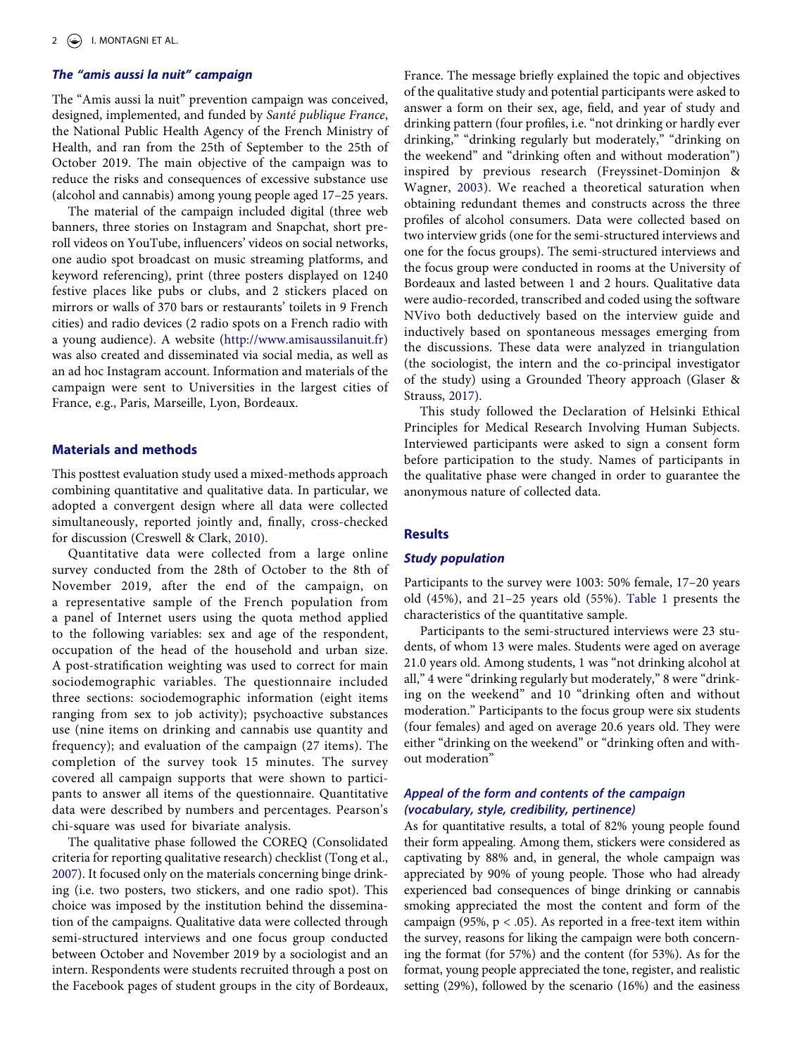### The "amis aussi la nuit" campaign

The "Amis aussi la nuit" prevention campaign was conceived, designed, implemented, and funded by *Santé publique France*, the National Public Health Agency of the French Ministry of Health, and ran from the 25th of September to the 25th of October 2019. The main objective of the campaign was to reduce the risks and consequences of excessive substance use (alcohol and cannabis) among young people aged 17–25 years.

The material of the campaign included digital (three web banners, three stories on Instagram and Snapchat, short pre-roll videos on YouTube, influencers' videos on social networks, one audio spot broadcast on music streaming platforms, and keyword referencing), print (three posters displayed on 1240 festive places like pubs or clubs, and 2 stickers placed on mirrors or walls of 370 bars or restaurants' toilets in 9 French cities) and radio devices (2 radio spots on a French radio with a young audience). A website (http://www.amisaussilanuit.fr) was also created and disseminated via social media, as well as an ad hoc Instagram account. Information and materials of the campaign were sent to Universities in the largest cities of France, e.g., Paris, Marseille, Lyon, Bordeaux.

## Materials and methods

This posttest evaluation study used a mixed-methods approach combining quantitative and qualitative data. In particular, we adopted a convergent design where all data were collected simultaneously, reported jointly and, finally, cross-checked for discussion (Creswell & Clark, 2010).

Quantitative data were collected from a large online survey conducted from the 28th of October to the 8th of November 2019, after the end of the campaign, on a representative sample of the French population from a panel of Internet users using the quota method applied to the following variables: sex and age of the respondent, occupation of the head of the household and urban size. A post-stratification weighting was used to correct for main sociodemographic variables. The questionnaire included three sections: sociodemographic information (eight items ranging from sex to job activity); psychoactive substances use (nine items on drinking and cannabis use quantity and frequency); and evaluation of the campaign (27 items). The completion of the survey took 15 minutes. The survey covered all campaign supports that were shown to participants to answer all items of the questionnaire. Quantitative data were described by numbers and percentages. Pearson's chi-square was used for bivariate analysis.

The qualitative phase followed the COREQ (Consolidated criteria for reporting qualitative research) checklist (Tong et al., 2007). It focused only on the materials concerning binge drinking (i.e. two posters, two stickers, and one radio spot). This choice was imposed by the institution behind the dissemination of the campaigns. Qualitative data were collected through semi-structured interviews and one focus group conducted between October and November 2019 by a sociologist and an intern. Respondents were students recruited through a post on the Facebook pages of student groups in the city of Bordeaux, France. The message briefly explained the topic and objectives of the qualitative study and potential participants were asked to answer a form on their sex, age, field, and year of study and drinking pattern (four profiles, i.e. "not drinking or hardly ever drinking," "drinking regularly but moderately," "drinking on the weekend" and "drinking often and without moderation") inspired by previous research (Freyssinet-Dominjon & Wagner, 2003). We reached a theoretical saturation when obtaining redundant themes and constructs across the three profiles of alcohol consumers. Data were collected based on two interview grids (one for the semi-structured interviews and one for the focus groups). The semi-structured interviews and the focus group were conducted in rooms at the University of Bordeaux and lasted between 1 and 2 hours. Qualitative data were audio-recorded, transcribed and coded using the software NVivo both deductively based on the interview guide and inductively based on spontaneous messages emerging from the discussions. These data were analyzed in triangulation (the sociologist, the intern and the co-principal investigator of the study) using a Grounded Theory approach (Glaser & Strauss, 2017).

This study followed the Declaration of Helsinki Ethical Principles for Medical Research Involving Human Subjects. Interviewed participants were asked to sign a consent form before participation to the study. Names of participants in the qualitative phase were changed in order to guarantee the anonymous nature of collected data.

## Results

### Study population

Participants to the survey were 1003: 50% female, 17–20 years old (45%), and 21–25 years old (55%). Table 1 presents the characteristics of the quantitative sample.

Participants to the semi-structured interviews were 23 students, of whom 13 were males. Students were aged on average 21.0 years old. Among students, 1 was "not drinking alcohol at all," 4 were "drinking regularly but moderately," 8 were "drinking on the weekend" and 10 "drinking often and without moderation." Participants to the focus group were six students (four females) and aged on average 20.6 years old. They were either "drinking on the weekend" or "drinking often and without moderation"

### Appeal of the form and contents of the campaign (vocabulary, style, credibility, pertinence)

As for quantitative results, a total of 82% young people found their form appealing. Among them, stickers were considered as captivating by 88% and, in general, the whole campaign was appreciated by 90% of young people. Those who had already experienced bad consequences of binge drinking or cannabis smoking appreciated the most the content and form of the campaign (95%, $p < .05$). As reported in a free-text item within the survey, reasons for liking the campaign were both concerning the format (for 57%) and the content (for 53%). As for the format, young people appreciated the tone, register, and realistic setting (29%), followed by the scenario (16%) and the easiness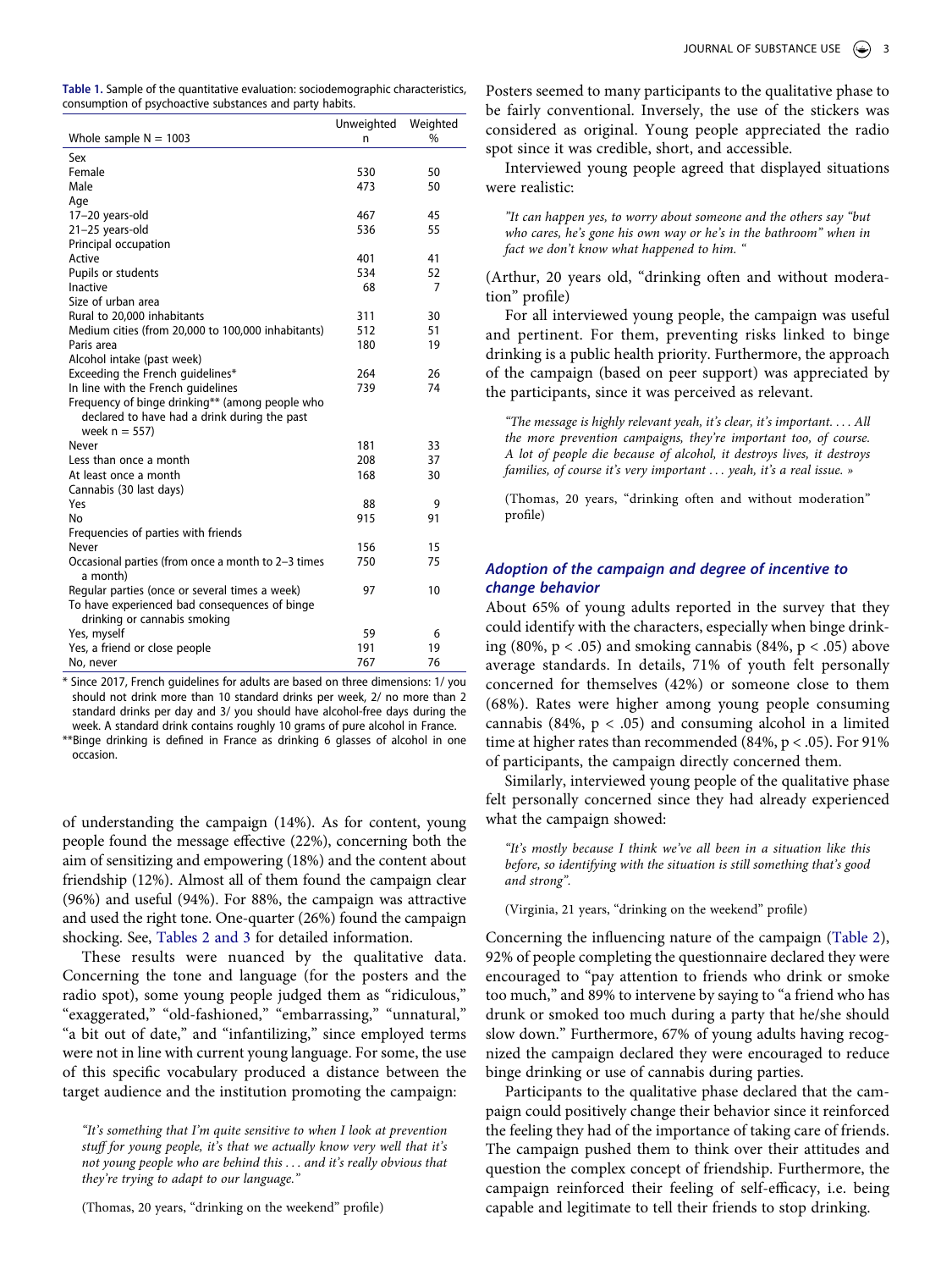**Table 1.** Sample of the quantitative evaluation: sociodemographic characteristics, consumption of psychoactive substances and party habits.

| Whole sample N = 1003 | Unweighted n | Weighted % |
|---|---|---|
| Sex | | |
| Female | 530 | 50 |
| Male | 473 | 50 |
| Age | | |
| 17–20 years-old | 467 | 45 |
| 21–25 years-old | 536 | 55 |
| Principal occupation | | |
| Active | 401 | 41 |
| Pupils or students | 534 | 52 |
| Inactive | 68 | 7 |
| Size of urban area | | |
| Rural to 20,000 inhabitants | 311 | 30 |
| Medium cities (from 20,000 to 100,000 inhabitants) | 512 | 51 |
| Paris area | 180 | 19 |
| Alcohol intake (past week) | | |
| Exceeding the French guidelines* | 264 | 26 |
| In line with the French guidelines | 739 | 74 |
| Frequency of binge drinking** (among people who declared to have had a drink during the past week n = 557) | | |
| Never | 181 | 33 |
| Less than once a month | 208 | 37 |
| At least once a month | 168 | 30 |
| Cannabis (30 last days) | | |
| Yes | 88 | 9 |
| No | 915 | 91 |
| Frequencies of parties with friends | | |
| Never | 156 | 15 |
| Occasional parties (from once a month to 2–3 times a month) | 750 | 75 |
| Regular parties (once or several times a week) | 97 | 10 |
| To have experienced bad consequences of binge drinking or cannabis smoking | | |
| Yes, myself | 59 | 6 |
| Yes, a friend or close people | 191 | 19 |
| No, never | 767 | 76 |

* Since 2017, French guidelines for adults are based on three dimensions: 1/ you should not drink more than 10 standard drinks per week, 2/ no more than 2 standard drinks per day and 3/ you should have alcohol-free days during the week. A standard drink contains roughly 10 grams of pure alcohol in France.
**Binge drinking is defined in France as drinking 6 glasses of alcohol in one occasion.

of understanding the campaign (14%). As for content, young people found the message effective (22%), concerning both the aim of sensitizing and empowering (18%) and the content about friendship (12%). Almost all of them found the campaign clear (96%) and useful (94%). For 88%, the campaign was attractive and used the right tone. One-quarter (26%) found the campaign shocking. See, Tables 2 and 3 for detailed information.

These results were nuanced by the qualitative data. Concerning the tone and language (for the posters and the radio spot), some young people judged them as "ridiculous," "exaggerated," "old-fashioned," "embarrassing," "unnatural," "a bit out of date," and "infantilizing," since employed terms were not in line with current young language. For some, the use of this specific vocabulary produced a distance between the target audience and the institution promoting the campaign:

> *"It's something that I'm quite sensitive to when I look at prevention stuff for young people, it's that we actually know very well that it's not young people who are behind this . . . and it's really obvious that they're trying to adapt to our language."*

(Thomas, 20 years, "drinking on the weekend" profile)

Posters seemed to many participants to the qualitative phase to be fairly conventional. Inversely, the use of the stickers was considered as original. Young people appreciated the radio spot since it was credible, short, and accessible.

Interviewed young people agreed that displayed situations were realistic:

> *"It can happen yes, to worry about someone and the others say "but who cares, he's gone his own way or he's in the bathroom" when in fact we don't know what happened to him. "*

(Arthur, 20 years old, "drinking often and without moderation" profile)

For all interviewed young people, the campaign was useful and pertinent. For them, preventing risks linked to binge drinking is a public health priority. Furthermore, the approach of the campaign (based on peer support) was appreciated by the participants, since it was perceived as relevant.

> *"The message is highly relevant yeah, it's clear, it's important. . . . All the more prevention campaigns, they're important too, of course. A lot of people die because of alcohol, it destroys lives, it destroys families, of course it's very important . . . yeah, it's a real issue. »*

(Thomas, 20 years, "drinking often and without moderation" profile)

### *Adoption of the campaign and degree of incentive to change behavior*

About 65% of young adults reported in the survey that they could identify with the characters, especially when binge drinking (80%, $p < .05$) and smoking cannabis (84%, $p < .05$) above average standards. In details, 71% of youth felt personally concerned for themselves (42%) or someone close to them (68%). Rates were higher among young people consuming cannabis (84%, $p < .05$) and consuming alcohol in a limited time at higher rates than recommended (84%, $p < .05$). For 91% of participants, the campaign directly concerned them.

Similarly, interviewed young people of the qualitative phase felt personally concerned since they had already experienced what the campaign showed:

> *"It's mostly because I think we've all been in a situation like this before, so identifying with the situation is still something that's good and strong".*

(Virginia, 21 years, "drinking on the weekend" profile)

Concerning the influencing nature of the campaign (Table 2), 92% of people completing the questionnaire declared they were encouraged to "pay attention to friends who drink or smoke too much," and 89% to intervene by saying to "a friend who has drunk or smoked too much during a party that he/she should slow down." Furthermore, 67% of young adults having recognized the campaign declared they were encouraged to reduce binge drinking or use of cannabis during parties.

Participants to the qualitative phase declared that the campaign could positively change their behavior since it reinforced the feeling they had of the importance of taking care of friends. The campaign pushed them to think over their attitudes and question the complex concept of friendship. Furthermore, the campaign reinforced their feeling of self-efficacy, i.e. being capable and legitimate to tell their friends to stop drinking.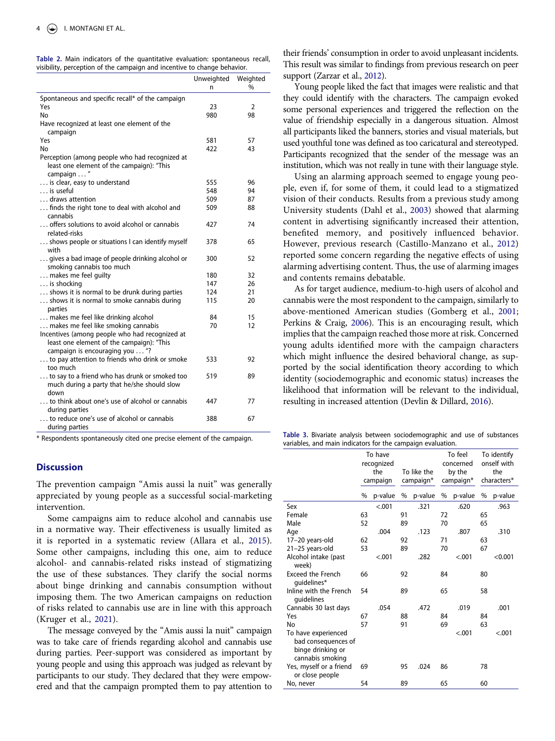**Table 2.** Main indicators of the quantitative evaluation: spontaneous recall, visibility, perception of the campaign and incentive to change behavior.

| | Unweighted n | Weighted % |
|---|---|---|
| Spontaneous and specific recall* of the campaign | | |
| Yes | 23 | 2 |
| No | 980 | 98 |
| Have recognized at least one element of the campaign | | |
| Yes | 581 | 57 |
| No | 422 | 43 |
| Perception (among people who had recognized at least one element of the campaign): "This campaign … " | | |
| … is clear, easy to understand | 555 | 96 |
| … is useful | 548 | 94 |
| … draws attention | 509 | 87 |
| … finds the right tone to deal with alcohol and cannabis | 509 | 88 |
| … offers solutions to avoid alcohol or cannabis related-risks | 427 | 74 |
| … shows people or situations I can identify myself with | 378 | 65 |
| … gives a bad image of people drinking alcohol or smoking cannabis too much | 300 | 52 |
| … makes me feel guilty | 180 | 32 |
| … is shocking | 147 | 26 |
| … shows it is normal to be drunk during parties | 124 | 21 |
| … shows it is normal to smoke cannabis during parties | 115 | 20 |
| … makes me feel like drinking alcohol | 84 | 15 |
| … makes me feel like smoking cannabis | 70 | 12 |
| Incentives (among people who had recognized at least one element of the campaign): "This campaign is encouraging you … "? | | |
| … to pay attention to friends who drink or smoke too much | 533 | 92 |
| … to say to a friend who has drunk or smoked too much during a party that he/she should slow down | 519 | 89 |
| … to think about one's use of alcohol or cannabis during parties | 447 | 77 |
| … to reduce one's use of alcohol or cannabis during parties | 388 | 67 |

* Respondents spontaneously cited one precise element of the campaign.

## Discussion

The prevention campaign "Amis aussi la nuit" was generally appreciated by young people as a successful social-marketing intervention.

Some campaigns aim to reduce alcohol and cannabis use in a normative way. Their effectiveness is usually limited as it is reported in a systematic review (Allara et al., 2015). Some other campaigns, including this one, aim to reduce alcohol- and cannabis-related risks instead of stigmatizing the use of these substances. They clarify the social norms about binge drinking and cannabis consumption without imposing them. The two American campaigns on reduction of risks related to cannabis use are in line with this approach (Kruger et al., 2021).

The message conveyed by the "Amis aussi la nuit" campaign was to take care of friends regarding alcohol and cannabis use during parties. Peer-support was considered as important by young people and using this approach was judged as relevant by participants to our study. They declared that they were empowered and that the campaign prompted them to pay attention to their friends' consumption in order to avoid unpleasant incidents. This result was similar to findings from previous research on peer support (Zarzar et al., 2012).

Young people liked the fact that images were realistic and that they could identify with the characters. The campaign evoked some personal experiences and triggered the reflection on the value of friendship especially in a dangerous situation. Almost all participants liked the banners, stories and visual materials, but used youthful tone was defined as too caricatural and stereotyped. Participants recognized that the sender of the message was an institution, which was not really in tune with their language style.

Using an alarming approach seemed to engage young people, even if, for some of them, it could lead to a stigmatized vision of their conducts. Results from a previous study among University students (Dahl et al., 2003) showed that alarming content in advertising significantly increased their attention, benefited memory, and positively influenced behavior. However, previous research (Castillo-Manzano et al., 2012) reported some concern regarding the negative effects of using alarming advertising content. Thus, the use of alarming images and contents remains debatable.

As for target audience, medium-to-high users of alcohol and cannabis were the most respondent to the campaign, similarly to above-mentioned American studies (Gomberg et al., 2001; Perkins & Craig, 2006). This is an encouraging result, which implies that the campaign reached those more at risk. Concerned young adults identified more with the campaign characters which might influence the desired behavioral change, as supported by the social identification theory according to which identity (sociodemographic and economic status) increases the likelihood that information will be relevant to the individual, resulting in increased attention (Devlin & Dillard, 2016).

**Table 3.** Bivariate analysis between sociodemographic and use of substances variables, and main indicators for the campaign evaluation.

| | To have recognized the campaign | | To like the campaign* | | To feel concerned by the campaign* | | To identify onself with the characters* | |
|---|---|---|---|---|---|---|---|---|
| | % | p-value | % | p-value | % | p-value | % | p-value |
| Sex | | <.001 | | .321 | | .620 | | .963 |
| Female | 63 | | 91 | | 72 | | 65 | |
| Male | 52 | | 89 | | 70 | | 65 | |
| Age | | .004 | | .123 | | .807 | | .310 |
| 17–20 years-old | 62 | | 92 | | 71 | | 63 | |
| 21–25 years-old | 53 | | 89 | | 70 | | 67 | |
| Alcohol intake (past week) | | <.001 | | .282 | | <.001 | | <0.001 |
| Exceed the French guidelines* | 66 | | 92 | | 84 | | 80 | |
| Inline with the French guidelines | 54 | | 89 | | 65 | | 58 | |
| Cannabis 30 last days | | .054 | | .472 | | .019 | | .001 |
| Yes | 67 | | 88 | | 84 | | 84 | |
| No | 57 | | 91 | | 69 | | 63 | |
| To have experienced bad consequences of binge drinking or cannabis smoking | | | | | | <.001 | | <.001 |
| Yes, myself or a friend or close people | 69 | | 95 | .024 | 86 | | 78 | |
| No, never | 54 | | 89 | | 65 | | 60 | |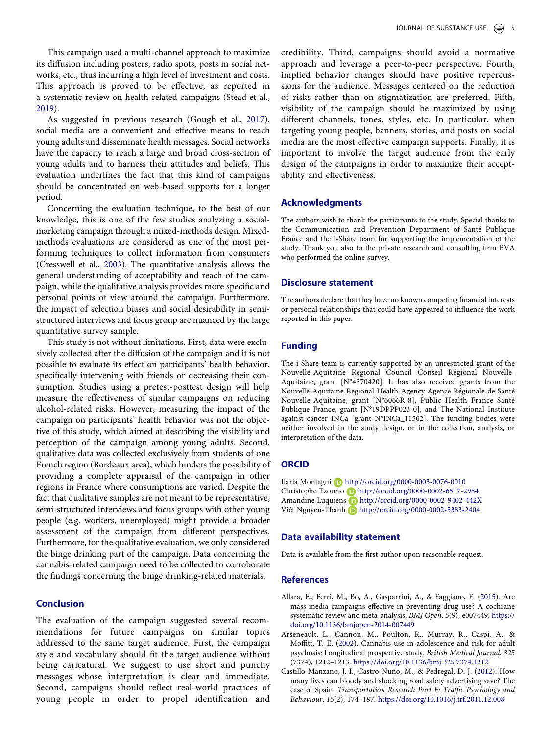This campaign used a multi-channel approach to maximize its diffusion including posters, radio spots, posts in social networks, etc., thus incurring a high level of investment and costs. This approach is proved to be effective, as reported in a systematic review on health-related campaigns (Stead et al., 2019).

As suggested in previous research (Gough et al., 2017), social media are a convenient and effective means to reach young adults and disseminate health messages. Social networks have the capacity to reach a large and broad cross-section of young adults and to harness their attitudes and beliefs. This evaluation underlines the fact that this kind of campaigns should be concentrated on web-based supports for a longer period.

Concerning the evaluation technique, to the best of our knowledge, this is one of the few studies analyzing a social-marketing campaign through a mixed-methods design. Mixed-methods evaluations are considered as one of the most performing techniques to collect information from consumers (Cresswell et al., 2003). The quantitative analysis allows the general understanding of acceptability and reach of the campaign, while the qualitative analysis provides more specific and personal points of view around the campaign. Furthermore, the impact of selection biases and social desirability in semi-structured interviews and focus group are nuanced by the large quantitative survey sample.

This study is not without limitations. First, data were exclusively collected after the diffusion of the campaign and it is not possible to evaluate its effect on participants' health behavior, specifically intervening with friends or decreasing their consumption. Studies using a pretest-posttest design will help measure the effectiveness of similar campaigns on reducing alcohol-related risks. However, measuring the impact of the campaign on participants' health behavior was not the objective of this study, which aimed at describing the visibility and perception of the campaign among young adults. Second, qualitative data was collected exclusively from students of one French region (Bordeaux area), which hinders the possibility of providing a complete appraisal of the campaign in other regions in France where consumptions are varied. Despite the fact that qualitative samples are not meant to be representative, semi-structured interviews and focus groups with other young people (e.g. workers, unemployed) might provide a broader assessment of the campaign from different perspectives. Furthermore, for the qualitative evaluation, we only considered the binge drinking part of the campaign. Data concerning the cannabis-related campaign need to be collected to corroborate the findings concerning the binge drinking-related materials.

## Conclusion

The evaluation of the campaign suggested several recommendations for future campaigns on similar topics addressed to the same target audience. First, the campaign style and vocabulary should fit the target audience without being caricatural. We suggest to use short and punchy messages whose interpretation is clear and immediate. Second, campaigns should reflect real-world practices of young people in order to propel identification and credibility. Third, campaigns should avoid a normative approach and leverage a peer-to-peer perspective. Fourth, implied behavior changes should have positive repercussions for the audience. Messages centered on the reduction of risks rather than on stigmatization are preferred. Fifth, visibility of the campaign should be maximized by using different channels, tones, styles, etc. In particular, when targeting young people, banners, stories, and posts on social media are the most effective campaign supports. Finally, it is important to involve the target audience from the early design of the campaigns in order to maximize their acceptability and effectiveness.

## Acknowledgments

The authors wish to thank the participants to the study. Special thanks to the Communication and Prevention Department of Santé Publique France and the i-Share team for supporting the implementation of the study. Thank you also to the private research and consulting firm BVA who performed the online survey.

## Disclosure statement

The authors declare that they have no known competing financial interests or personal relationships that could have appeared to influence the work reported in this paper.

## Funding

The i-Share team is currently supported by an unrestricted grant of the Nouvelle-Aquitaine Regional Council Conseil Régional Nouvelle-Aquitaine, grant [N°4370420]. It has also received grants from the Nouvelle-Aquitaine Regional Health Agency Agence Régionale de Santé Nouvelle-Aquitaine, grant [N°6066R-8], Public Health France Santé Publique France, grant [N°19DPPP023-0], and The National Institute against cancer INCa [grant N°INCa_11502]. The funding bodies were neither involved in the study design, or in the collection, analysis, or interpretation of the data.

## ORCID

Ilaria Montagni http://orcid.org/0000-0003-0076-0010
Christophe Tzourio http://orcid.org/0000-0002-6517-2984
Amandine Luquiens http://orcid.org/0000-0002-9402-442X
Viêt Nguyen-Thanh http://orcid.org/0000-0002-5383-2404

## Data availability statement

Data is available from the first author upon reasonable request.

## References

Allara, E., Ferri, M., Bo, A., Gasparrini, A., & Faggiano, F. (2015). Are mass-media campaigns effective in preventing drug use? A cochrane systematic review and meta-analysis. *BMJ Open*, *5*(9), e007449. https://doi.org/10.1136/bmjopen-2014-007449

Arseneault, L., Cannon, M., Poulton, R., Murray, R., Caspi, A., & Moffitt, T. E. (2002). Cannabis use in adolescence and risk for adult psychosis: Longitudinal prospective study. *British Medical Journal*, *325* (7374), 1212–1213. https://doi.org/10.1136/bmj.325.7374.1212

Castillo-Manzano, J. I., Castro-Nuño, M., & Pedregal, D. J. (2012). How many lives can bloody and shocking road safety advertising save? The case of Spain. *Transportation Research Part F: Traffic Psychology and Behaviour*, *15*(2), 174–187. https://doi.org/10.1016/j.trf.2011.12.008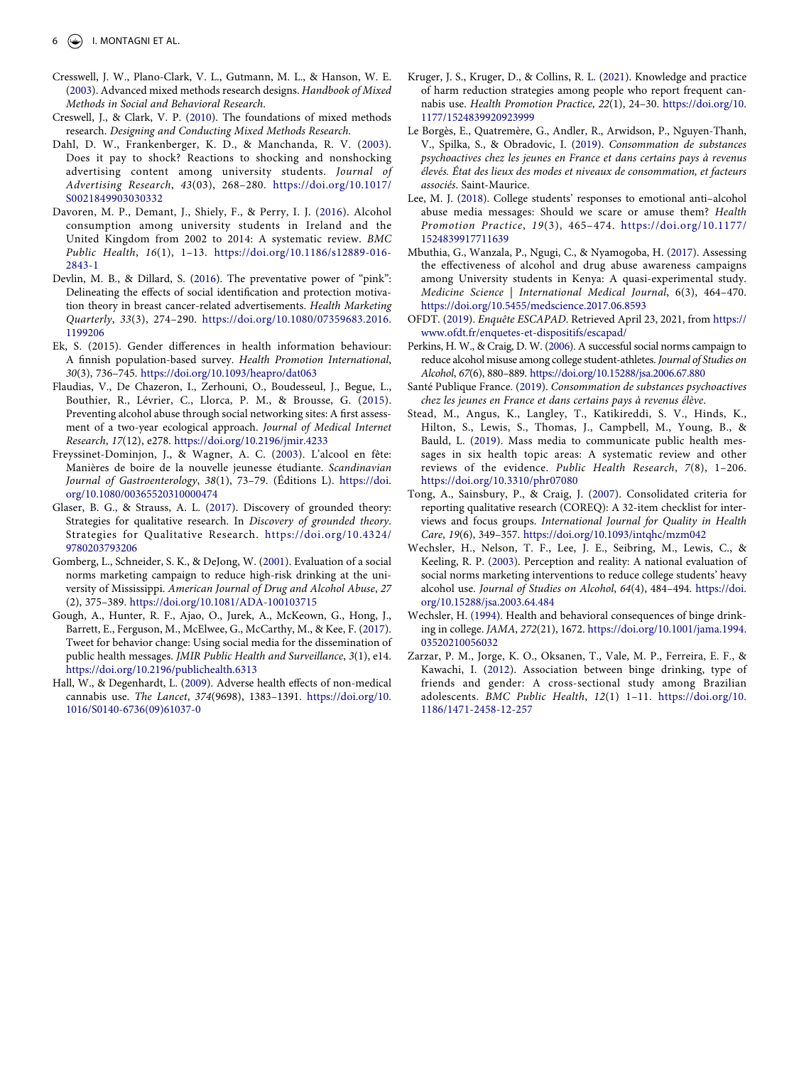Cresswell, J. W., Plano-Clark, V. L., Gutmann, M. L., & Hanson, W. E. (2003). Advanced mixed methods research designs. *Handbook of Mixed Methods in Social and Behavioral Research*.

Creswell, J., & Clark, V. P. (2010). The foundations of mixed methods research. *Designing and Conducting Mixed Methods Research*.

Dahl, D. W., Frankenberger, K. D., & Manchanda, R. V. (2003). Does it pay to shock? Reactions to shocking and nonshocking advertising content among university students. *Journal of Advertising Research*, *43*(03), 268–280. https://doi.org/10.1017/S0021849903030332

Davoren, M. P., Demant, J., Shiely, F., & Perry, I. J. (2016). Alcohol consumption among university students in Ireland and the United Kingdom from 2002 to 2014: A systematic review. *BMC Public Health*, *16*(1), 1–13. https://doi.org/10.1186/s12889-016-2843-1

Devlin, M. B., & Dillard, S. (2016). The preventative power of "pink": Delineating the effects of social identification and protection motivation theory in breast cancer-related advertisements. *Health Marketing Quarterly*, *33*(3), 274–290. https://doi.org/10.1080/07359683.2016.1199206

Ek, S. (2015). Gender differences in health information behaviour: A finnish population-based survey. *Health Promotion International*, *30*(3), 736–745. https://doi.org/10.1093/heapro/dat063

Flaudias, V., De Chazeron, I., Zerhouni, O., Boudesseul, J., Begue, L., Bouthier, R., Lévrier, C., Llorca, P. M., & Brousse, G. (2015). Preventing alcohol abuse through social networking sites: A first assessment of a two-year ecological approach. *Journal of Medical Internet Research*, *17*(12), e278. https://doi.org/10.2196/jmir.4233

Freyssinet-Dominjon, J., & Wagner, A. C. (2003). L'alcool en fête: Manières de boire de la nouvelle jeunesse étudiante. *Scandinavian Journal of Gastroenterology*, *38*(1), 73–79. (Éditions L). https://doi.org/10.1080/00365520310000474

Glaser, B. G., & Strauss, A. L. (2017). Discovery of grounded theory: Strategies for qualitative research. In *Discovery of grounded theory*. Strategies for Qualitative Research. https://doi.org/10.4324/9780203793206

Gomberg, L., Schneider, S. K., & DeJong, W. (2001). Evaluation of a social norms marketing campaign to reduce high-risk drinking at the university of Mississippi. *American Journal of Drug and Alcohol Abuse*, *27* (2), 375–389. https://doi.org/10.1081/ADA-100103715

Gough, A., Hunter, R. F., Ajao, O., Jurek, A., McKeown, G., Hong, J., Barrett, E., Ferguson, M., McElwee, G., McCarthy, M., & Kee, F. (2017). Tweet for behavior change: Using social media for the dissemination of public health messages. *JMIR Public Health and Surveillance*, *3*(1), e14. https://doi.org/10.2196/publichealth.6313

Hall, W., & Degenhardt, L. (2009). Adverse health effects of non-medical cannabis use. *The Lancet*, *374*(9698), 1383–1391. https://doi.org/10.1016/S0140-6736(09)61037-0

Kruger, J. S., Kruger, D., & Collins, R. L. (2021). Knowledge and practice of harm reduction strategies among people who report frequent cannabis use. *Health Promotion Practice*, *22*(1), 24–30. https://doi.org/10.1177/1524839920923999

Le Borgès, E., Quatremère, G., Andler, R., Arwidson, P., Nguyen-Thanh, V., Spilka, S., & Obradovic, I. (2019). *Consommation de substances psychoactives chez les jeunes en France et dans certains pays à revenus élevés. État des lieux des modes et niveaux de consommation, et facteurs associés*. Saint-Maurice.

Lee, M. J. (2018). College students' responses to emotional anti–alcohol abuse media messages: Should we scare or amuse them? *Health Promotion Practice*, *19*(3), 465–474. https://doi.org/10.1177/1524839917711639

Mbuthia, G., Wanzala, P., Ngugi, C., & Nyamogoba, H. (2017). Assessing the effectiveness of alcohol and drug abuse awareness campaigns among University students in Kenya: A quasi-experimental study. *Medicine Science | International Medical Journal*, 6(3), 464–470. https://doi.org/10.5455/medscience.2017.06.8593

OFDT. (2019). *Enquête ESCAPAD*. Retrieved April 23, 2021, from https://www.ofdt.fr/enquetes-et-dispositifs/escapad/

Perkins, H. W., & Craig, D. W. (2006). A successful social norms campaign to reduce alcohol misuse among college student-athletes. *Journal of Studies on Alcohol*, *67*(6), 880–889. https://doi.org/10.15288/jsa.2006.67.880

Santé Publique France. (2019). *Consommation de substances psychoactives chez les jeunes en France et dans certains pays à revenus élève*.

Stead, M., Angus, K., Langley, T., Katikireddi, S. V., Hinds, K., Hilton, S., Lewis, S., Thomas, J., Campbell, M., Young, B., & Bauld, L. (2019). Mass media to communicate public health messages in six health topic areas: A systematic review and other reviews of the evidence. *Public Health Research*, *7*(8), 1–206. https://doi.org/10.3310/phr07080

Tong, A., Sainsbury, P., & Craig, J. (2007). Consolidated criteria for reporting qualitative research (COREQ): A 32-item checklist for interviews and focus groups. *International Journal for Quality in Health Care*, *19*(6), 349–357. https://doi.org/10.1093/intqhc/mzm042

Wechsler, H., Nelson, T. F., Lee, J. E., Seibring, M., Lewis, C., & Keeling, R. P. (2003). Perception and reality: A national evaluation of social norms marketing interventions to reduce college students' heavy alcohol use. *Journal of Studies on Alcohol*, *64*(4), 484–494. https://doi.org/10.15288/jsa.2003.64.484

Wechsler, H. (1994). Health and behavioral consequences of binge drinking in college. *JAMA*, *272*(21), 1672. https://doi.org/10.1001/jama.1994.03520210056032

Zarzar, P. M., Jorge, K. O., Oksanen, T., Vale, M. P., Ferreira, E. F., & Kawachi, I. (2012). Association between binge drinking, type of friends and gender: A cross-sectional study among Brazilian adolescents. *BMC Public Health*, *12*(1) 1–11. https://doi.org/10.1186/1471-2458-12-257